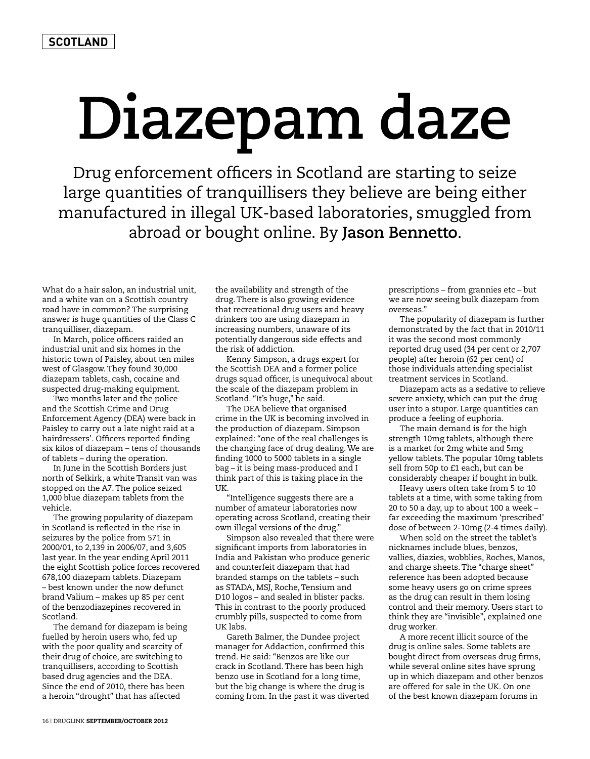SCOTLAND

# Diazepam daze

Drug enforcement officers in Scotland are starting to seize large quantities of tranquillisers they believe are being either manufactured in illegal UK-based laboratories, smuggled from abroad or bought online. By **Jason Bennetto**.

What do a hair salon, an industrial unit, and a white van on a Scottish country road have in common? The surprising answer is huge quantities of the Class C tranquilliser, diazepam.

In March, police officers raided an industrial unit and six homes in the historic town of Paisley, about ten miles west of Glasgow. They found 30,000 diazepam tablets, cash, cocaine and suspected drug-making equipment.

Two months later and the police and the Scottish Crime and Drug Enforcement Agency (DEA) were back in Paisley to carry out a late night raid at a hairdressers'. Officers reported finding six kilos of diazepam – tens of thousands of tablets – during the operation.

In June in the Scottish Borders just north of Selkirk, a white Transit van was stopped on the A7. The police seized 1,000 blue diazepam tablets from the vehicle.

The growing popularity of diazepam in Scotland is reflected in the rise in seizures by the police from 571 in 2000/01, to 2,139 in 2006/07, and 3,605 last year. In the year ending April 2011 the eight Scottish police forces recovered 678,100 diazepam tablets. Diazepam – best known under the now defunct brand Valium – makes up 85 per cent of the benzodiazepines recovered in Scotland.

The demand for diazepam is being fuelled by heroin users who, fed up with the poor quality and scarcity of their drug of choice, are switching to tranquillisers, according to Scottish based drug agencies and the DEA. Since the end of 2010, there has been a heroin "drought" that has affected the availability and strength of the drug. There is also growing evidence that recreational drug users and heavy drinkers too are using diazepam in increasing numbers, unaware of its potentially dangerous side effects and the risk of addiction.

Kenny Simpson, a drugs expert for the Scottish DEA and a former police drugs squad officer, is unequivocal about the scale of the diazepam problem in Scotland. "It's huge," he said.

The DEA believe that organised crime in the UK is becoming involved in the production of diazepam. Simpson explained: "one of the real challenges is the changing face of drug dealing. We are finding 1000 to 5000 tablets in a single bag – it is being mass-produced and I think part of this is taking place in the UK.

"Intelligence suggests there are a number of amateur laboratories now operating across Scotland, creating their own illegal versions of the drug."

Simpson also revealed that there were significant imports from laboratories in India and Pakistan who produce generic and counterfeit diazepam that had branded stamps on the tablets – such as STADA, MSJ, Roche, Tensium and D10 logos – and sealed in blister packs. This in contrast to the poorly produced crumbly pills, suspected to come from UK labs.

Gareth Balmer, the Dundee project manager for Addaction, confirmed this trend. He said: "Benzos are like our crack in Scotland. There has been high benzo use in Scotland for a long time, but the big change is where the drug is coming from. In the past it was diverted prescriptions – from grannies etc – but we are now seeing bulk diazepam from overseas."

The popularity of diazepam is further demonstrated by the fact that in 2010/11 it was the second most commonly reported drug used (34 per cent or 2,707 people) after heroin (62 per cent) of those individuals attending specialist treatment services in Scotland.

Diazepam acts as a sedative to relieve severe anxiety, which can put the drug user into a stupor. Large quantities can produce a feeling of euphoria.

The main demand is for the high strength 10mg tablets, although there is a market for 2mg white and 5mg yellow tablets. The popular 10mg tablets sell from 50p to £1 each, but can be considerably cheaper if bought in bulk.

Heavy users often take from 5 to 10 tablets at a time, with some taking from 20 to 50 a day, up to about 100 a week – far exceeding the maximum 'prescribed' dose of between 2-10mg (2-4 times daily).

When sold on the street the tablet's nicknames include blues, benzos, vallies, diazies, wobblies, Roches, Manos, and charge sheets. The "charge sheet" reference has been adopted because some heavy users go on crime sprees as the drug can result in them losing control and their memory. Users start to think they are "invisible", explained one drug worker.

A more recent illicit source of the drug is online sales. Some tablets are bought direct from overseas drug firms, while several online sites have sprung up in which diazepam and other benzos are offered for sale in the UK. On one of the best known diazepam forums in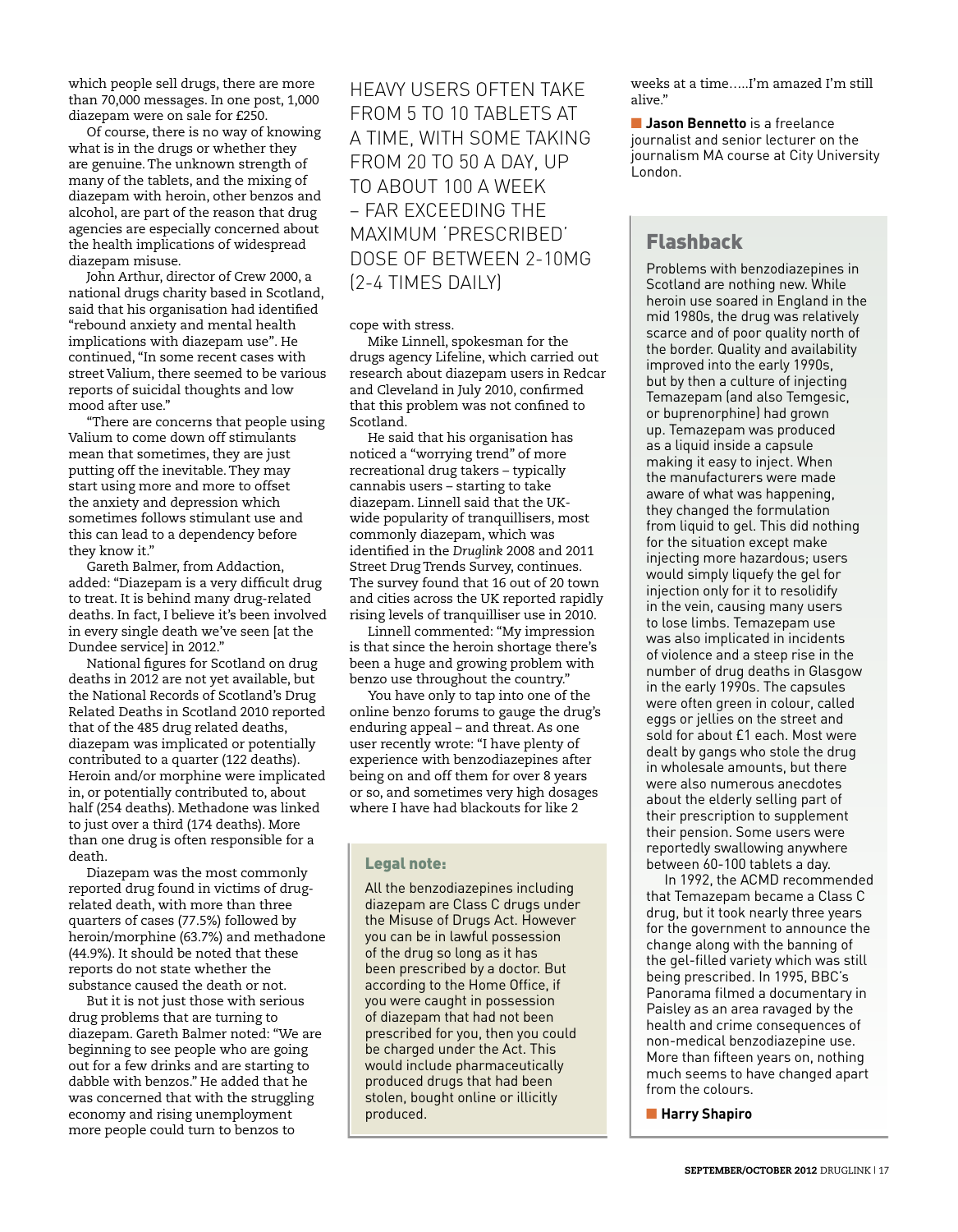which people sell drugs, there are more than 70,000 messages. In one post, 1,000 diazepam were on sale for £250.

Of course, there is no way of knowing what is in the drugs or whether they are genuine. The unknown strength of many of the tablets, and the mixing of diazepam with heroin, other benzos and alcohol, are part of the reason that drug agencies are especially concerned about the health implications of widespread diazepam misuse.

John Arthur, director of Crew 2000, a national drugs charity based in Scotland, said that his organisation had identified "rebound anxiety and mental health implications with diazepam use". He continued, "In some recent cases with street Valium, there seemed to be various reports of suicidal thoughts and low mood after use."

"There are concerns that people using Valium to come down off stimulants mean that sometimes, they are just putting off the inevitable. They may start using more and more to offset the anxiety and depression which sometimes follows stimulant use and this can lead to a dependency before they know it."

Gareth Balmer, from Addaction, added: "Diazepam is a very difficult drug to treat. It is behind many drug-related deaths. In fact, I believe it's been involved in every single death we've seen [at the Dundee service] in 2012."

National figures for Scotland on drug deaths in 2012 are not yet available, but the National Records of Scotland's Drug Related Deaths in Scotland 2010 reported that of the 485 drug related deaths, diazepam was implicated or potentially contributed to a quarter (122 deaths). Heroin and/or morphine were implicated in, or potentially contributed to, about half (254 deaths). Methadone was linked to just over a third (174 deaths). More than one drug is often responsible for a death.

Diazepam was the most commonly reported drug found in victims of drug-related death, with more than three quarters of cases (77.5%) followed by heroin/morphine (63.7%) and methadone (44.9%). It should be noted that these reports do not state whether the substance caused the death or not.

But it is not just those with serious drug problems that are turning to diazepam. Gareth Balmer noted: "We are beginning to see people who are going out for a few drinks and are starting to dabble with benzos." He added that he was concerned that with the struggling economy and rising unemployment more people could turn to benzos to cope with stress.

HEAVY USERS OFTEN TAKE FROM 5 TO 10 TABLETS AT A TIME, WITH SOME TAKING FROM 20 TO 50 A DAY, UP TO ABOUT 100 A WEEK – FAR EXCEEDING THE MAXIMUM 'PRESCRIBED' DOSE OF BETWEEN 2-10MG (2-4 TIMES DAILY)

Mike Linnell, spokesman for the drugs agency Lifeline, which carried out research about diazepam users in Redcar and Cleveland in July 2010, confirmed that this problem was not confined to Scotland.

He said that his organisation has noticed a "worrying trend" of more recreational drug takers – typically cannabis users – starting to take diazepam. Linnell said that the UK-wide popularity of tranquillisers, most commonly diazepam, which was identified in the *Druglink* 2008 and 2011 Street Drug Trends Survey, continues. The survey found that 16 out of 20 town and cities across the UK reported rapidly rising levels of tranquilliser use in 2010.

Linnell commented: "My impression is that since the heroin shortage there's been a huge and growing problem with benzo use throughout the country."

You have only to tap into one of the online benzo forums to gauge the drug's enduring appeal – and threat. As one user recently wrote: "I have plenty of experience with benzodiazepines after being on and off them for over 8 years or so, and sometimes very high dosages where I have had blackouts for like 2 weeks at a time.....I'm amazed I'm still alive."

■ **Jason Bennetto** is a freelance journalist and senior lecturer on the journalism MA course at City University London.

### Legal note:

All the benzodiazepines including diazepam are Class C drugs under the Misuse of Drugs Act. However you can be in lawful possession of the drug so long as it has been prescribed by a doctor. But according to the Home Office, if you were caught in possession of diazepam that had not been prescribed for you, then you could be charged under the Act. This would include pharmaceutically produced drugs that had been stolen, bought online or illicitly produced.

## Flashback

Problems with benzodiazepines in Scotland are nothing new. While heroin use soared in England in the mid 1980s, the drug was relatively scarce and of poor quality north of the border. Quality and availability improved into the early 1990s, but by then a culture of injecting Temazepam (and also Temgesic, or buprenorphine) had grown up. Temazepam was produced as a liquid inside a capsule making it easy to inject. When the manufacturers were made aware of what was happening, they changed the formulation from liquid to gel. This did nothing for the situation except make injecting more hazardous; users would simply liquefy the gel for injection only for it to resolidify in the vein, causing many users to lose limbs. Temazepam use was also implicated in incidents of violence and a steep rise in the number of drug deaths in Glasgow in the early 1990s. The capsules were often green in colour, called eggs or jellies on the street and sold for about £1 each. Most were dealt by gangs who stole the drug in wholesale amounts, but there were also numerous anecdotes about the elderly selling part of their prescription to supplement their pension. Some users were reportedly swallowing anywhere between 60-100 tablets a day.

In 1992, the ACMD recommended that Temazepam became a Class C drug, but it took nearly three years for the government to announce the change along with the banning of the gel-filled variety which was still being prescribed. In 1995, BBC's Panorama filmed a documentary in Paisley as an area ravaged by the health and crime consequences of non-medical benzodiazepine use. More than fifteen years on, nothing much seems to have changed apart from the colours.

■ **Harry Shapiro**